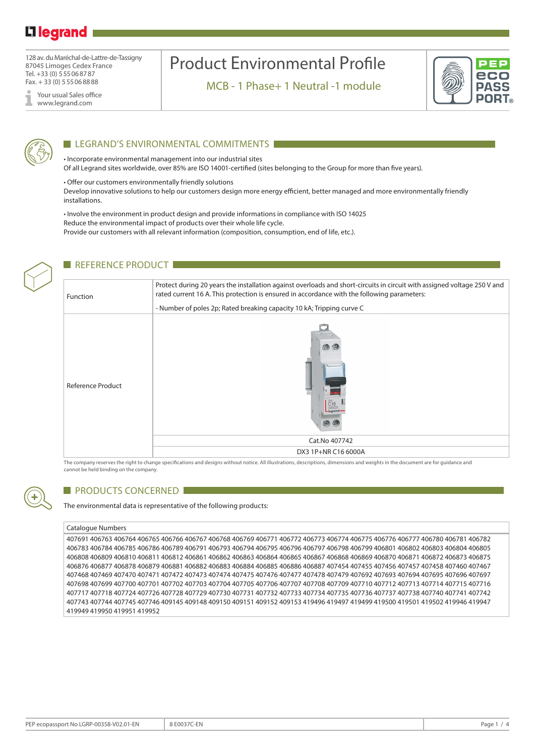128 av. du Maréchal-de-Lattre-de-Tassigny
87045 Limoges Cedex France
Tel. +33 (0) 5 55 06 87 87
Fax. + 33 (0) 5 55 06 88 88

Your usual Sales office
www.legrand.com

# Product Environmental Profile

MCB - 1 Phase+ 1 Neutral -1 module

## LEGRAND'S ENVIRONMENTAL COMMITMENTS

• Incorporate environmental management into our industrial sites
Of all Legrand sites worldwide, over 85% are ISO 14001-certified (sites belonging to the Group for more than five years).

• Offer our customers environmentally friendly solutions
Develop innovative solutions to help our customers design more energy efficient, better managed and more environmentally friendly installations.

• Involve the environment in product design and provide informations in compliance with ISO 14025
Reduce the environmental impact of products over their whole life cycle.
Provide our customers with all relevant information (composition, consumption, end of life, etc.).

## REFERENCE PRODUCT

| Function | Protect during 20 years the installation against overloads and short-circuits in circuit with assigned voltage 250 V and rated current 16 A. This protection is ensured in accordance with the following parameters:<br>- Number of poles 2p; Rated breaking capacity 10 kA; Tripping curve C |
|---|---|
| Reference Product | Cat.No 407742<br>DX3 1P+NR C16 6000A |

The company reserves the right to change specifications and designs without notice. All illustrations, descriptions, dimensions and weights in the document are for guidance and cannot be held binding on the company.

## PRODUCTS CONCERNED

The environmental data is representative of the following products:

| Catalogue Numbers |
|---|
| 407691 406763 406764 406765 406766 406767 406768 406769 406771 406772 406773 406774 406775 406776 406777 406780 406781 406782 406783 406784 406785 406786 406789 406791 406793 406794 406795 406796 406797 406798 406799 406801 406802 406803 406804 406805 406808 406809 406810 406811 406812 406861 406862 406863 406864 406865 406867 406868 406869 406870 406871 406872 406873 406875 406876 406877 406878 406879 406881 406882 406883 406884 406885 406886 406887 407454 407455 407456 407457 407458 407460 407467 407468 407469 407470 407471 407472 407473 407474 407475 407476 407477 407478 407479 407692 407693 407694 407695 407696 407697 407698 407699 407700 407701 407702 407703 407704 407705 407706 407707 407708 407709 407710 407712 407713 407714 407715 407716 407717 407718 407724 407726 407728 407729 407730 407731 407732 407733 407734 407735 407736 407737 407738 407740 407741 407742 407743 407744 407745 407746 409145 409148 409150 409151 409152 409153 419496 419497 419499 419500 419501 419502 419946 419947 419949 419950 419951 419952 |

PEP ecopassport No LGRP-00358-V02.01-EN | 8 E0037C-EN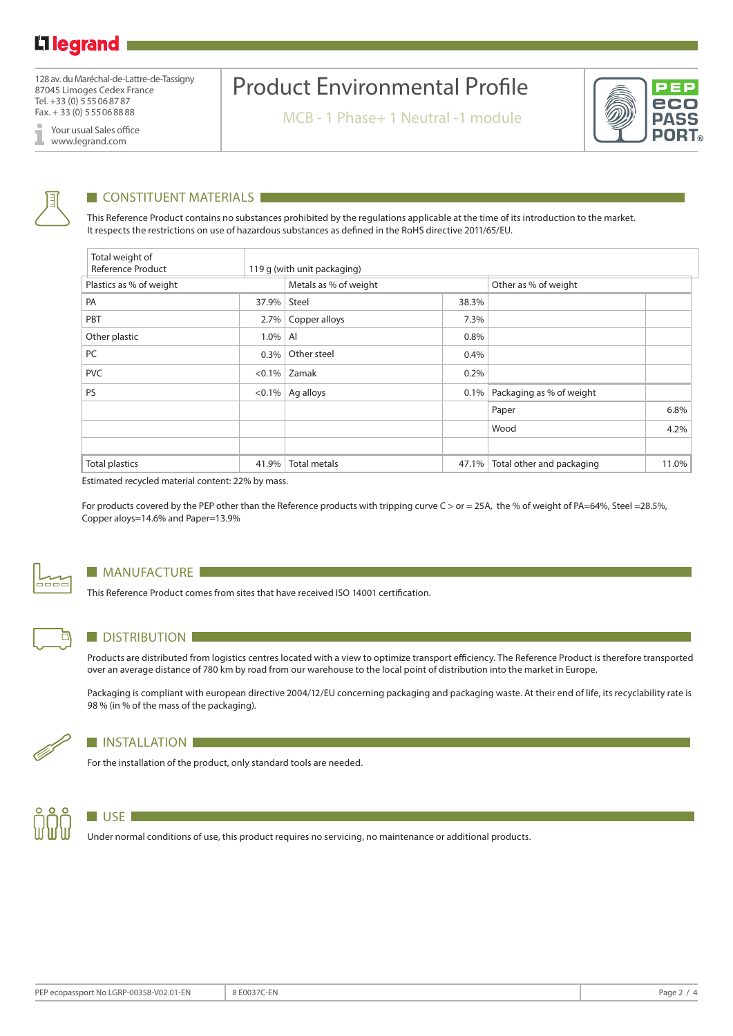128 av. du Maréchal-de-Lattre-de-Tassigny
87045 Limoges Cedex France
Tel. +33 (0) 5 55 06 87 87
Fax. + 33 (0) 5 55 06 88 88

Your usual Sales office
www.legrand.com

# Product Environmental Profile

MCB - 1 Phase+ 1 Neutral -1 module

## CONSTITUENT MATERIALS

This Reference Product contains no substances prohibited by the regulations applicable at the time of its introduction to the market.
It respects the restrictions on use of hazardous substances as defined in the RoHS directive 2011/65/EU.

| Total weight of Reference Product | 119 g (with unit packaging) | | | | |
|---|---|---|---|---|---|
| Plastics as % of weight | | Metals as % of weight | | Other as % of weight | |
| PA | 37.9% | Steel | 38.3% | | |
| PBT | 2.7% | Copper alloys | 7.3% | | |
| Other plastic | 1.0% | Al | 0.8% | | |
| PC | 0.3% | Other steel | 0.4% | | |
| PVC | <0.1% | Zamak | 0.2% | | |
| PS | <0.1% | Ag alloys | 0.1% | Packaging as % of weight | |
| | | | | Paper | 6.8% |
| | | | | Wood | 4.2% |
| | | | | | |
| Total plastics | 41.9% | Total metals | 47.1% | Total other and packaging | 11.0% |

Estimated recycled material content: 22% by mass.

For products covered by the PEP other than the Reference products with tripping curve C > or = 25A, the % of weight of PA=64%, Steel =28.5%, Copper aloys=14.6% and Paper=13.9%

## MANUFACTURE

This Reference Product comes from sites that have received ISO 14001 certification.

## DISTRIBUTION

Products are distributed from logistics centres located with a view to optimize transport efficiency. The Reference Product is therefore transported over an average distance of 780 km by road from our warehouse to the local point of distribution into the market in Europe.

Packaging is compliant with european directive 2004/12/EU concerning packaging and packaging waste. At their end of life, its recyclability rate is 98 % (in % of the mass of the packaging).

## INSTALLATION

For the installation of the product, only standard tools are needed.

## USE

Under normal conditions of use, this product requires no servicing, no maintenance or additional products.

PEP ecopassport No LGRP-00358-V02.01-EN | 8 E0037C-EN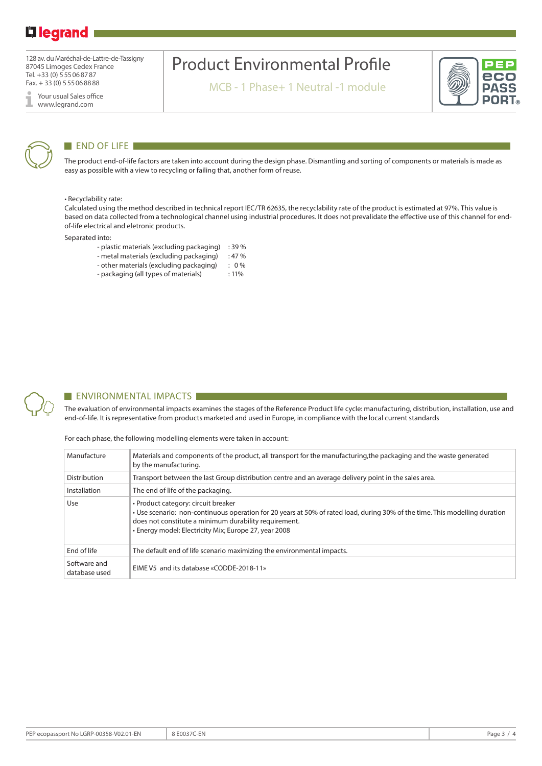## END OF LIFE

The product end-of-life factors are taken into account during the design phase. Dismantling and sorting of components or materials is made as easy as possible with a view to recycling or failing that, another form of reuse.

• Recyclability rate:
Calculated using the method described in technical report IEC/TR 62635, the recyclability rate of the product is estimated at 97%. This value is based on data collected from a technological channel using industrial procedures. It does not prevalidate the effective use of this channel for end-of-life electrical and eletronic products.

Separated into:

- plastic materials (excluding packaging) : 39 %
- metal materials (excluding packaging) : 47 %
- other materials (excluding packaging) : 0 %
- packaging (all types of materials) : 11%

## ENVIRONMENTAL IMPACTS

The evaluation of environmental impacts examines the stages of the Reference Product life cycle: manufacturing, distribution, installation, use and end-of-life. It is representative from products marketed and used in Europe, in compliance with the local current standards

For each phase, the following modelling elements were taken in account:

| | |
|---|---|
| Manufacture | Materials and components of the product, all transport for the manufacturing,the packaging and the waste generated by the manufacturing. |
| Distribution | Transport between the last Group distribution centre and an average delivery point in the sales area. |
| Installation | The end of life of the packaging. |
| Use | • Product category: circuit breaker<br>• Use scenario: non-continuous operation for 20 years at 50% of rated load, during 30% of the time. This modelling duration does not constitute a minimum durability requirement.<br>• Energy model: Electricity Mix; Europe 27, year 2008 |
| End of life | The default end of life scenario maximizing the environmental impacts. |
| Software and database used | EIME V5 and its database «CODDE-2018-11» |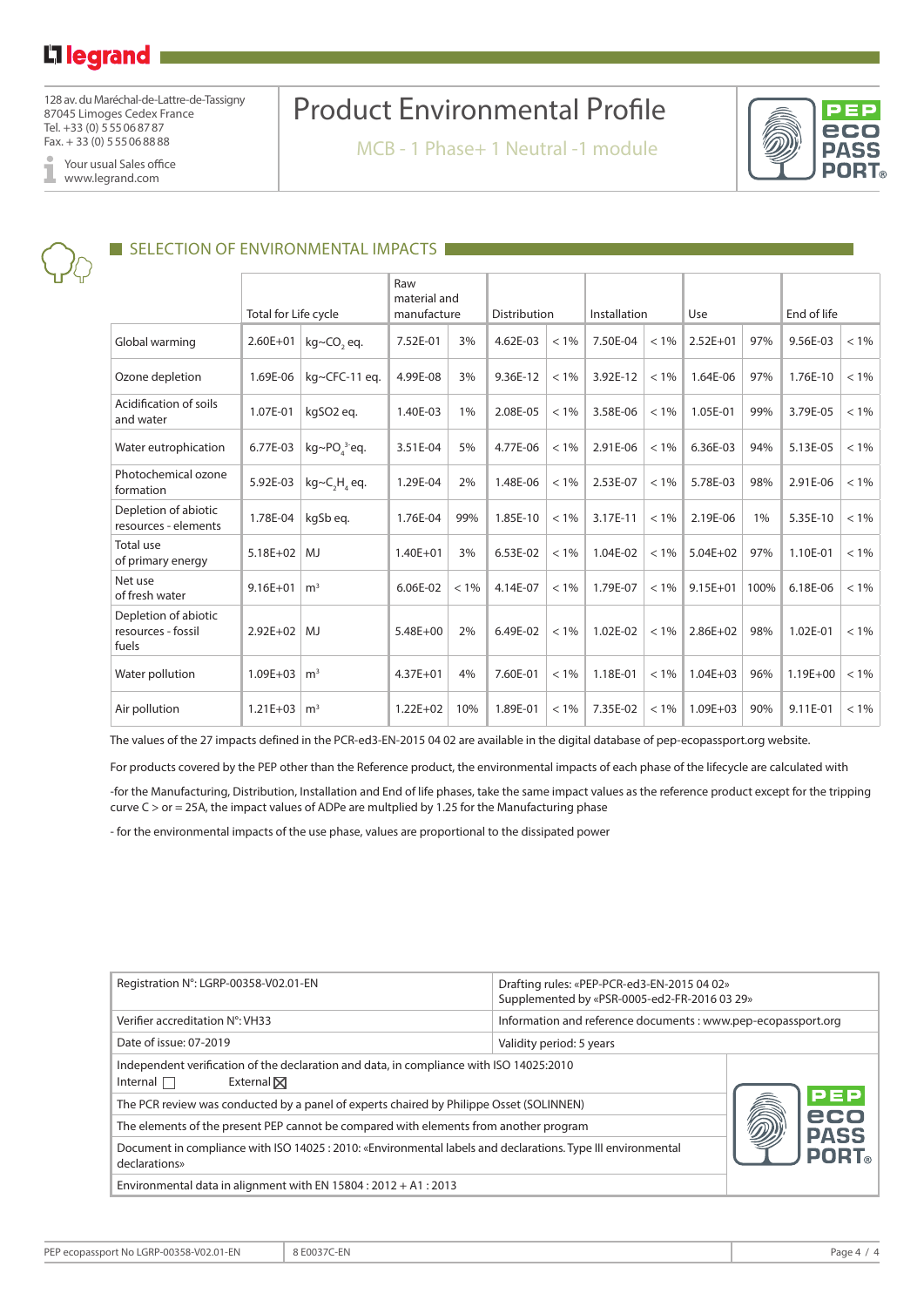128 av. du Maréchal-de-Lattre-de-Tassigny
87045 Limoges Cedex France
Tel. +33 (0) 5 55 06 87 87
Fax. + 33 (0) 5 55 06 88 88

Your usual Sales office
www.legrand.com

# Product Environmental Profile

MCB - 1 Phase+ 1 Neutral -1 module

## SELECTION OF ENVIRONMENTAL IMPACTS

| | Total for Life cycle | | Raw material and manufacture | | Distribution | | Installation | | Use | | End of life | |
|---|---|---|---|---|---|---|---|---|---|---|---|---|
| Global warming | 2.60E+01 | kg~$CO_2$ eq. | 7.52E-01 | 3% | 4.62E-03 | < 1% | 7.50E-04 | < 1% | 2.52E+01 | 97% | 9.56E-03 | < 1% |
| Ozone depletion | 1.69E-06 | kg~CFC-11 eq. | 4.99E-08 | 3% | 9.36E-12 | < 1% | 3.92E-12 | < 1% | 1.64E-06 | 97% | 1.76E-10 | < 1% |
| Acidification of soils and water | 1.07E-01 | kgSO2 eq. | 1.40E-03 | 1% | 2.08E-05 | < 1% | 3.58E-06 | < 1% | 1.05E-01 | 99% | 3.79E-05 | < 1% |
| Water eutrophication | 6.77E-03 | kg~$PO_4^{3-}$eq. | 3.51E-04 | 5% | 4.77E-06 | < 1% | 2.91E-06 | < 1% | 6.36E-03 | 94% | 5.13E-05 | < 1% |
| Photochemical ozone formation | 5.92E-03 | kg~$C_2H_4$ eq. | 1.29E-04 | 2% | 1.48E-06 | < 1% | 2.53E-07 | < 1% | 5.78E-03 | 98% | 2.91E-06 | < 1% |
| Depletion of abiotic resources - elements | 1.78E-04 | kgSb eq. | 1.76E-04 | 99% | 1.85E-10 | < 1% | 3.17E-11 | < 1% | 2.19E-06 | 1% | 5.35E-10 | < 1% |
| Total use of primary energy | 5.18E+02 | MJ | 1.40E+01 | 3% | 6.53E-02 | < 1% | 1.04E-02 | < 1% | 5.04E+02 | 97% | 1.10E-01 | < 1% |
| Net use of fresh water | 9.16E+01 | m³ | 6.06E-02 | < 1% | 4.14E-07 | < 1% | 1.79E-07 | < 1% | 9.15E+01 | 100% | 6.18E-06 | < 1% |
| Depletion of abiotic resources - fossil fuels | 2.92E+02 | MJ | 5.48E+00 | 2% | 6.49E-02 | < 1% | 1.02E-02 | < 1% | 2.86E+02 | 98% | 1.02E-01 | < 1% |
| Water pollution | 1.09E+03 | m³ | 4.37E+01 | 4% | 7.60E-01 | < 1% | 1.18E-01 | < 1% | 1.04E+03 | 96% | 1.19E+00 | < 1% |
| Air pollution | 1.21E+03 | m³ | 1.22E+02 | 10% | 1.89E-01 | < 1% | 7.35E-02 | < 1% | 1.09E+03 | 90% | 9.11E-01 | < 1% |

The values of the 27 impacts defined in the PCR-ed3-EN-2015 04 02 are available in the digital database of pep-ecopassport.org website.

For products covered by the PEP other than the Reference product, the environmental impacts of each phase of the lifecycle are calculated with

-for the Manufacturing, Distribution, Installation and End of life phases, take the same impact values as the reference product except for the tripping curve C > or = 25A, the impact values of ADPe are multplied by 1.25 for the Manufacturing phase

- for the environmental impacts of the use phase, values are proportional to the dissipated power

| | |
|---|---|
| Registration N°: LGRP-00358-V02.01-EN | Drafting rules: «PEP-PCR-ed3-EN-2015 04 02» Supplemented by «PSR-0005-ed2-FR-2016 03 29» |
| Verifier accreditation N°: VH33 | Information and reference documents : www.pep-ecopassport.org |
| Date of issue: 07-2019 | Validity period: 5 years |
| Independent verification of the declaration and data, in compliance with ISO 14025:2010 Internal ☐ External ☒ | |
| The PCR review was conducted by a panel of experts chaired by Philippe Osset (SOLINNEN) | |
| The elements of the present PEP cannot be compared with elements from another program | |
| Document in compliance with ISO 14025 : 2010: «Environmental labels and declarations. Type III environmental declarations» | |
| Environmental data in alignment with EN 15804 : 2012 + A1 : 2013 | |

PEP ecopassport No LGRP-00358-V02.01-EN | 8 E0037C-EN